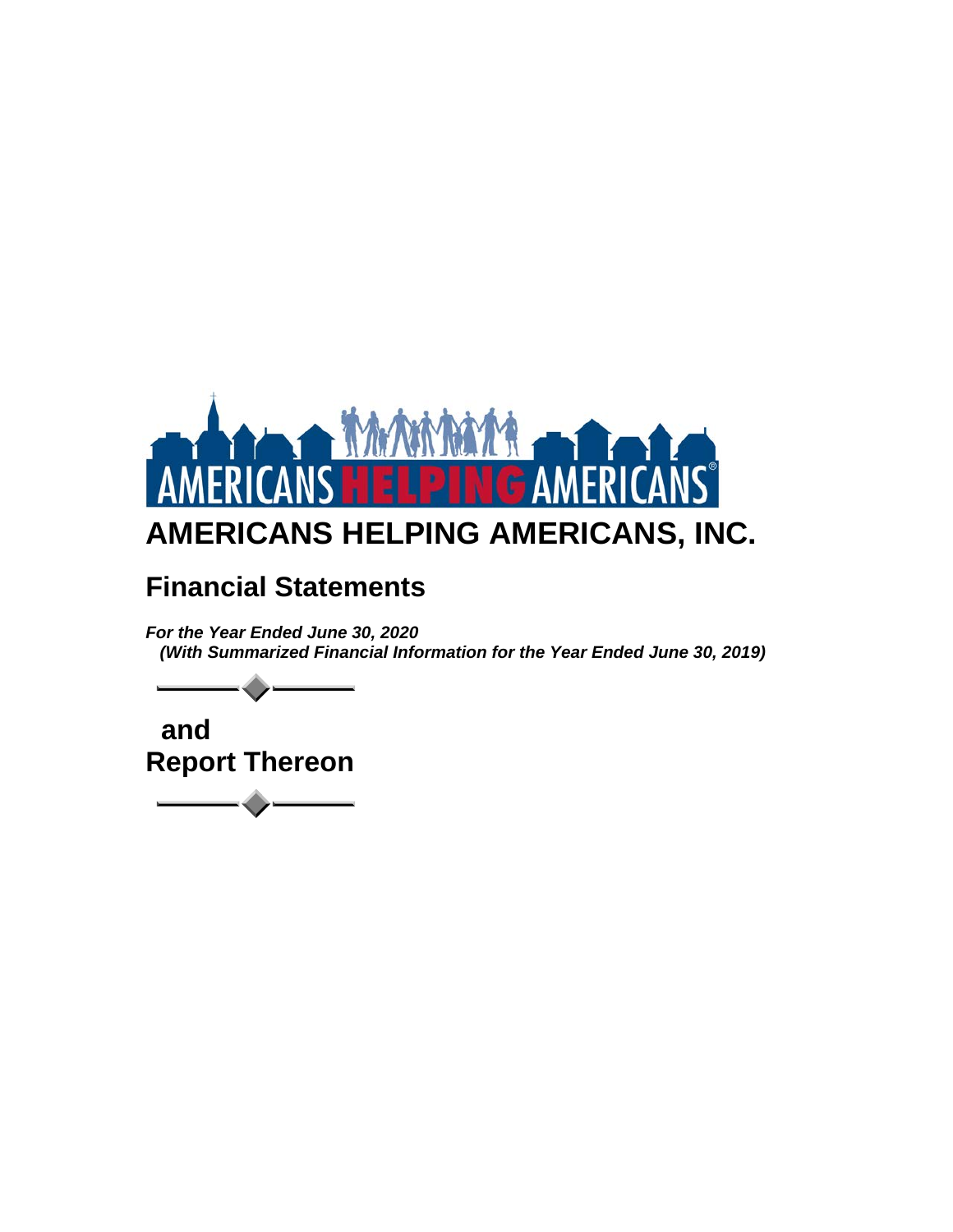# AMERICANS HELPING AMERICANS, INC.

## Financial Statements

***For the Year Ended June 30, 2020***
***(With Summarized Financial Information for the Year Ended June 30, 2019)***

**and**
**Report Thereon**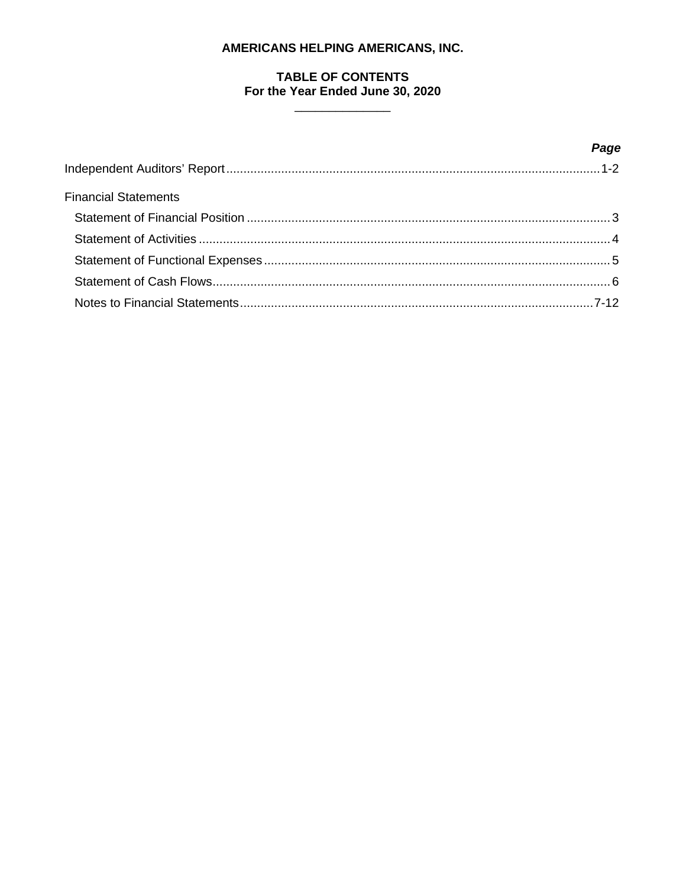**AMERICANS HELPING AMERICANS, INC.**

**TABLE OF CONTENTS**
**For the Year Ended June 30, 2020**

| | ***Page*** |
|---|---|
| Independent Auditors' Report | 1-2 |
| Financial Statements | |
| Statement of Financial Position | 3 |
| Statement of Activities | 4 |
| Statement of Functional Expenses | 5 |
| Statement of Cash Flows | 6 |
| Notes to Financial Statements | 7-12 |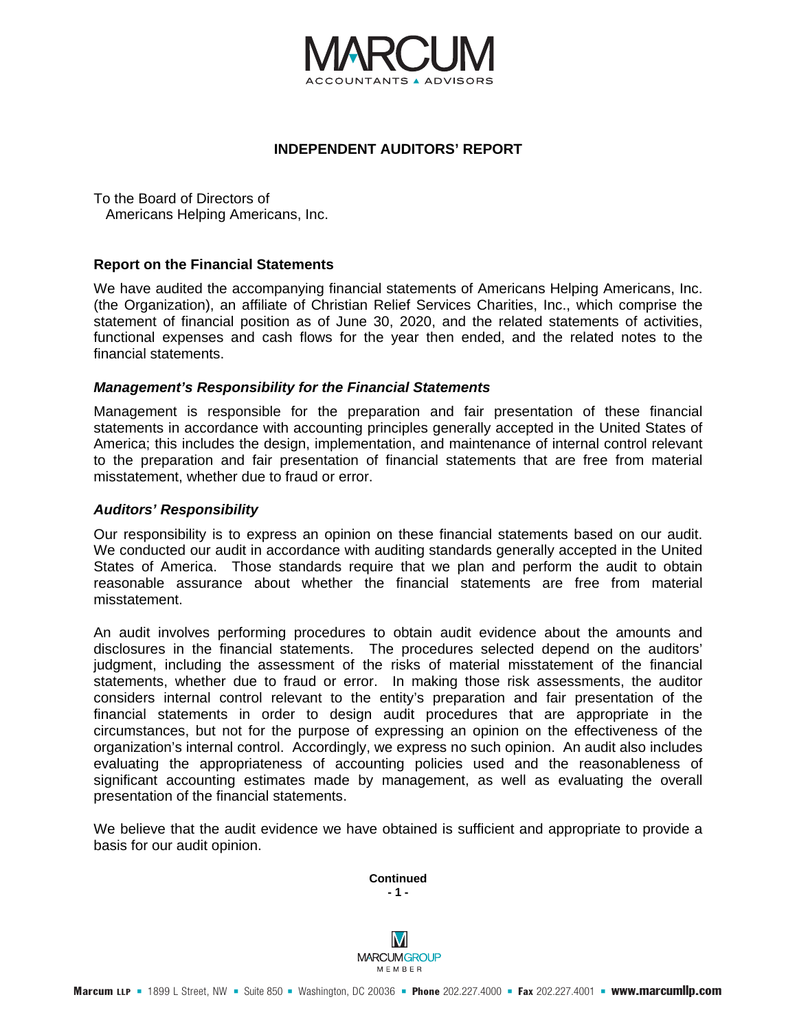# INDEPENDENT AUDITORS' REPORT

To the Board of Directors of
Americans Helping Americans, Inc.

## Report on the Financial Statements

We have audited the accompanying financial statements of Americans Helping Americans, Inc. (the Organization), an affiliate of Christian Relief Services Charities, Inc., which comprise the statement of financial position as of June 30, 2020, and the related statements of activities, functional expenses and cash flows for the year then ended, and the related notes to the financial statements.

### *Management's Responsibility for the Financial Statements*

Management is responsible for the preparation and fair presentation of these financial statements in accordance with accounting principles generally accepted in the United States of America; this includes the design, implementation, and maintenance of internal control relevant to the preparation and fair presentation of financial statements that are free from material misstatement, whether due to fraud or error.

### *Auditors' Responsibility*

Our responsibility is to express an opinion on these financial statements based on our audit. We conducted our audit in accordance with auditing standards generally accepted in the United States of America. Those standards require that we plan and perform the audit to obtain reasonable assurance about whether the financial statements are free from material misstatement.

An audit involves performing procedures to obtain audit evidence about the amounts and disclosures in the financial statements. The procedures selected depend on the auditors' judgment, including the assessment of the risks of material misstatement of the financial statements, whether due to fraud or error. In making those risk assessments, the auditor considers internal control relevant to the entity's preparation and fair presentation of the financial statements in order to design audit procedures that are appropriate in the circumstances, but not for the purpose of expressing an opinion on the effectiveness of the organization's internal control. Accordingly, we express no such opinion. An audit also includes evaluating the appropriateness of accounting policies used and the reasonableness of significant accounting estimates made by management, as well as evaluating the overall presentation of the financial statements.

We believe that the audit evidence we have obtained is sufficient and appropriate to provide a basis for our audit opinion.

**Continued**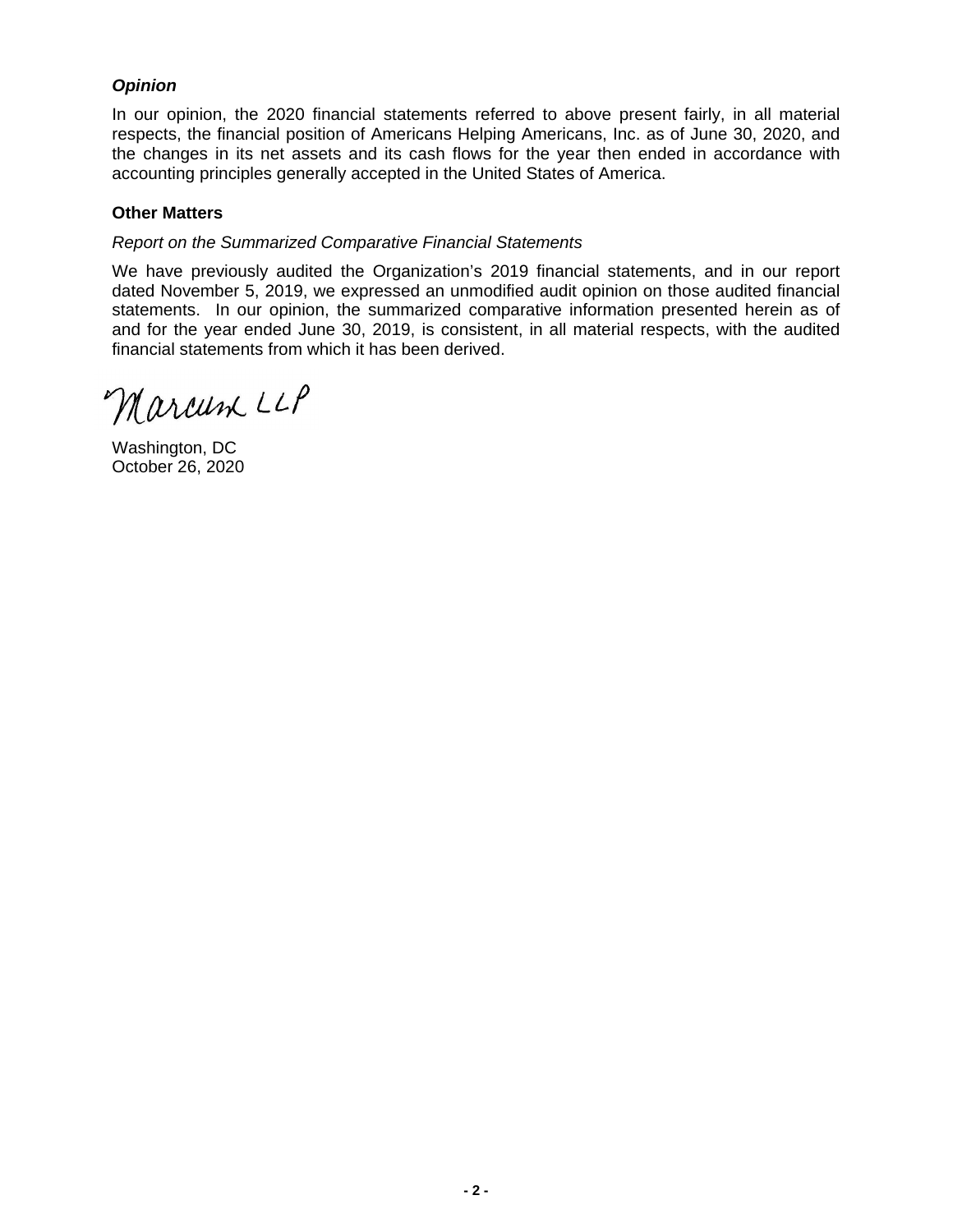***Opinion***

In our opinion, the 2020 financial statements referred to above present fairly, in all material respects, the financial position of Americans Helping Americans, Inc. as of June 30, 2020, and the changes in its net assets and its cash flows for the year then ended in accordance with accounting principles generally accepted in the United States of America.

**Other Matters**

*Report on the Summarized Comparative Financial Statements*

We have previously audited the Organization's 2019 financial statements, and in our report dated November 5, 2019, we expressed an unmodified audit opinion on those audited financial statements. In our opinion, the summarized comparative information presented herein as of and for the year ended June 30, 2019, is consistent, in all material respects, with the audited financial statements from which it has been derived.

Marcum LLP

Washington, DC
October 26, 2020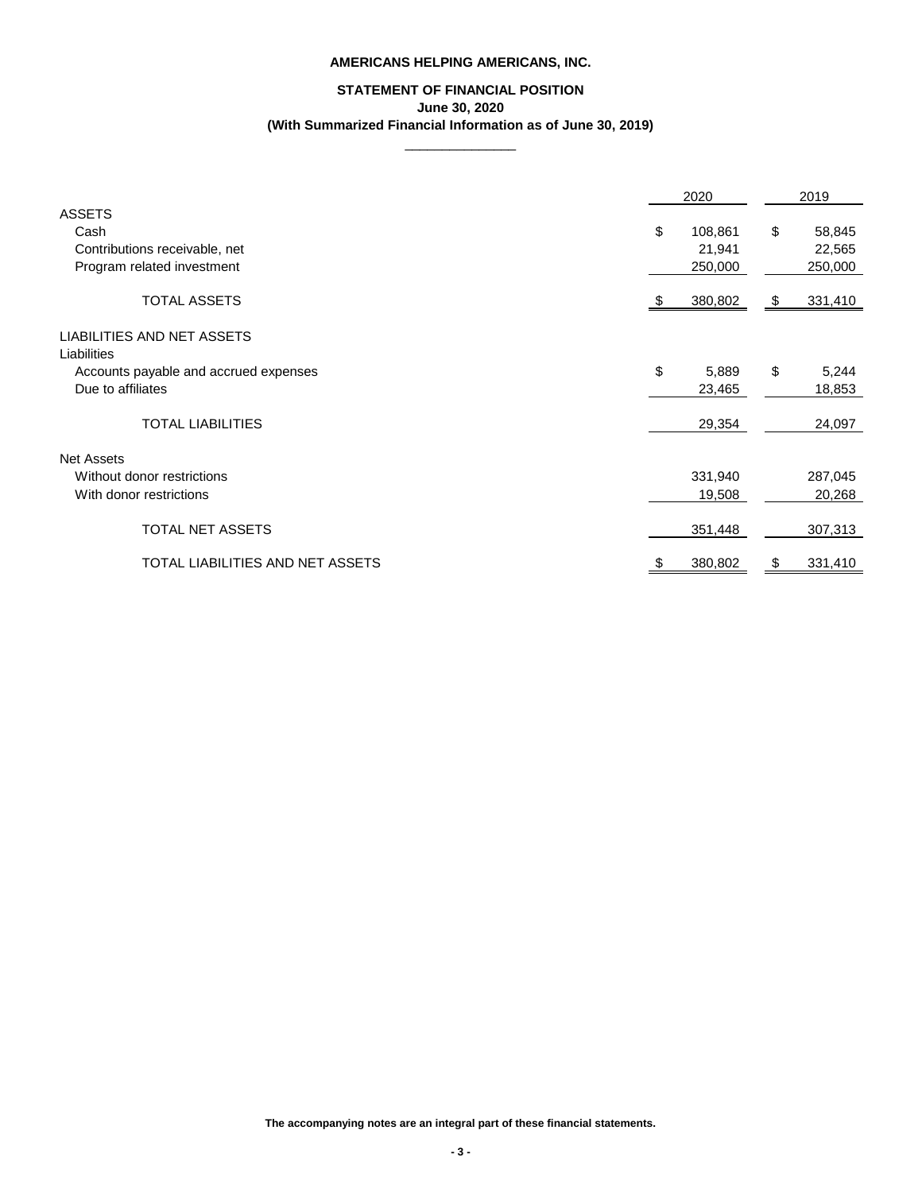**AMERICANS HELPING AMERICANS, INC.**

**STATEMENT OF FINANCIAL POSITION**
**June 30, 2020**
**(With Summarized Financial Information as of June 30, 2019)**

| | 2020 | 2019 |
|---|---|---|
| ASSETS | | |
| Cash | $ 108,861 | $ 58,845 |
| Contributions receivable, net | 21,941 | 22,565 |
| Program related investment | 250,000 | 250,000 |
| TOTAL ASSETS | $ 380,802 | $ 331,410 |
| LIABILITIES AND NET ASSETS | | |
| Liabilities | | |
| Accounts payable and accrued expenses | $ 5,889 | $ 5,244 |
| Due to affiliates | 23,465 | 18,853 |
| TOTAL LIABILITIES | 29,354 | 24,097 |
| Net Assets | | |
| Without donor restrictions | 331,940 | 287,045 |
| With donor restrictions | 19,508 | 20,268 |
| TOTAL NET ASSETS | 351,448 | 307,313 |
| TOTAL LIABILITIES AND NET ASSETS | $ 380,802 | $ 331,410 |

**The accompanying notes are an integral part of these financial statements.**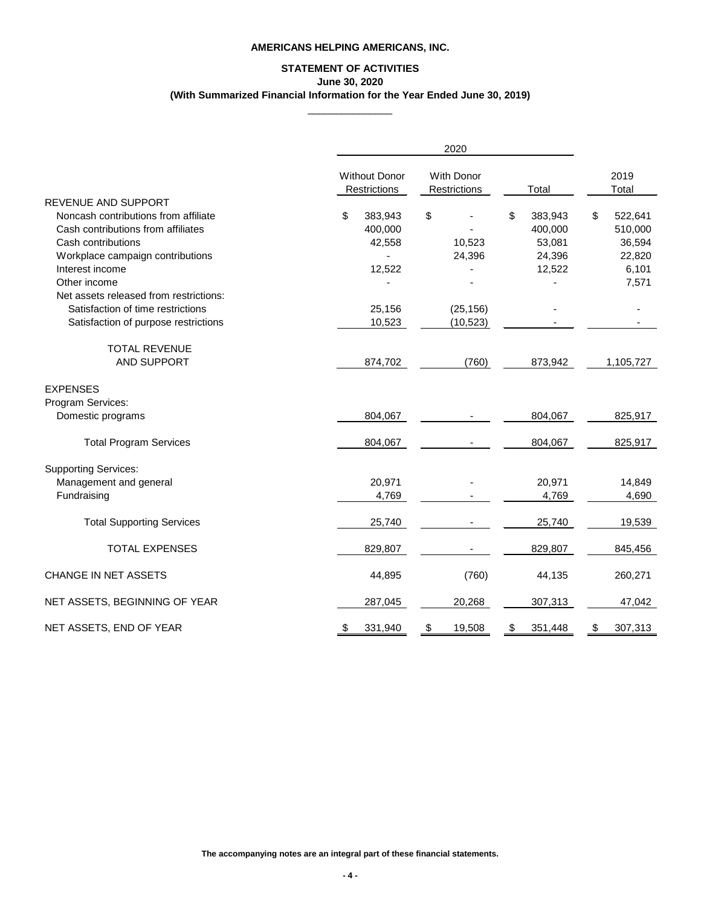**AMERICANS HELPING AMERICANS, INC.**

**STATEMENT OF ACTIVITIES**
**June 30, 2020**
**(With Summarized Financial Information for the Year Ended June 30, 2019)**

| | 2020 | | | |
|---|---|---|---|---|
| | Without Donor Restrictions | With Donor Restrictions | Total | 2019 Total |
| REVENUE AND SUPPORT | | | | |
| Noncash contributions from affiliate | $ 383,943 | $ - | $ 383,943 | $ 522,641 |
| Cash contributions from affiliates | 400,000 | - | 400,000 | 510,000 |
| Cash contributions | 42,558 | 10,523 | 53,081 | 36,594 |
| Workplace campaign contributions | - | 24,396 | 24,396 | 22,820 |
| Interest income | 12,522 | - | 12,522 | 6,101 |
| Other income | - | - | - | 7,571 |
| Net assets released from restrictions: | | | | |
| Satisfaction of time restrictions | 25,156 | (25,156) | - | - |
| Satisfaction of purpose restrictions | 10,523 | (10,523) | - | - |
| TOTAL REVENUE AND SUPPORT | 874,702 | (760) | 873,942 | 1,105,727 |
| EXPENSES | | | | |
| Program Services: | | | | |
| Domestic programs | 804,067 | - | 804,067 | 825,917 |
| Total Program Services | 804,067 | - | 804,067 | 825,917 |
| Supporting Services: | | | | |
| Management and general | 20,971 | - | 20,971 | 14,849 |
| Fundraising | 4,769 | - | 4,769 | 4,690 |
| Total Supporting Services | 25,740 | - | 25,740 | 19,539 |
| TOTAL EXPENSES | 829,807 | - | 829,807 | 845,456 |
| CHANGE IN NET ASSETS | 44,895 | (760) | 44,135 | 260,271 |
| NET ASSETS, BEGINNING OF YEAR | 287,045 | 20,268 | 307,313 | 47,042 |
| NET ASSETS, END OF YEAR | $ 331,940 | $ 19,508 | $ 351,448 | $ 307,313 |

**The accompanying notes are an integral part of these financial statements.**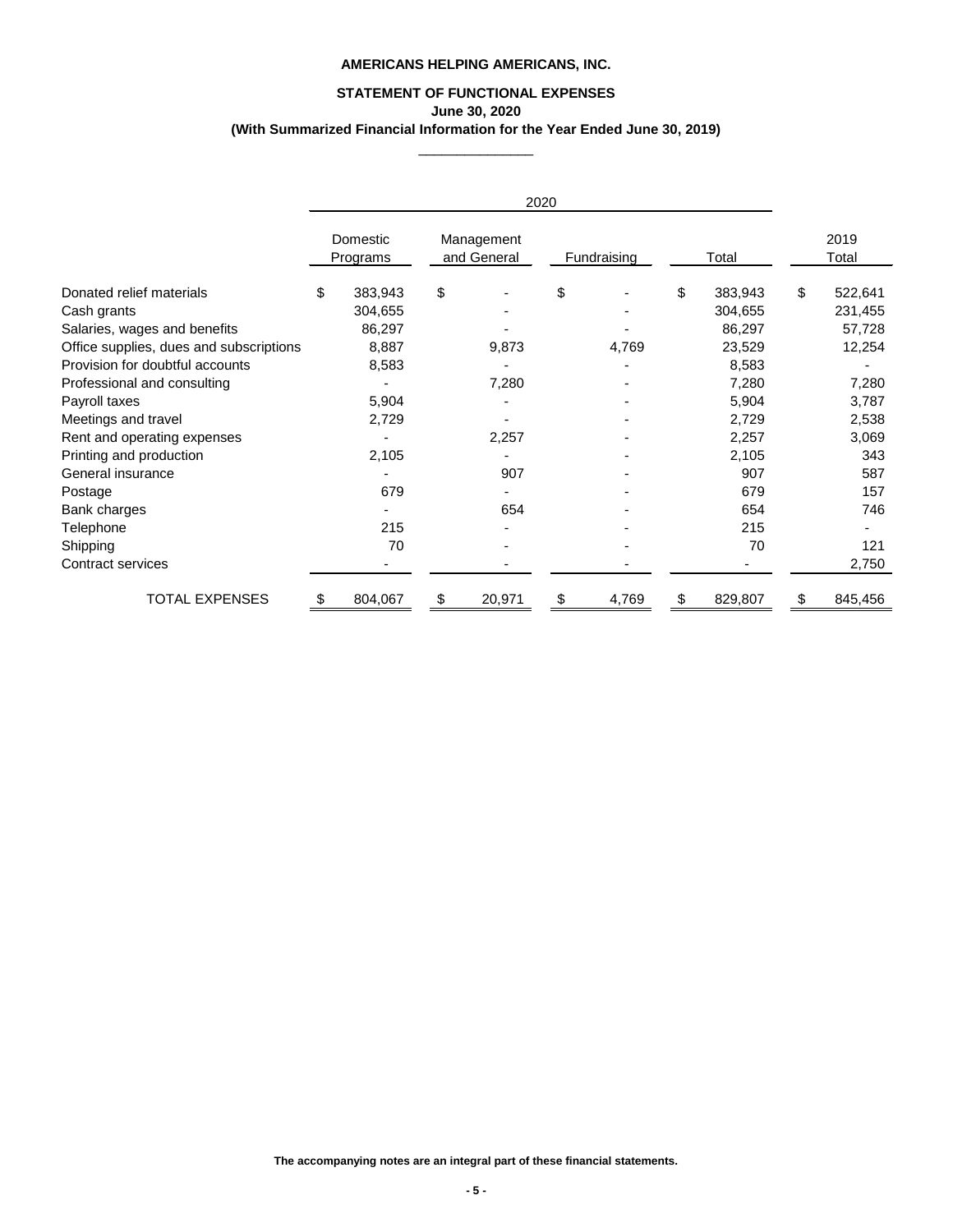**AMERICANS HELPING AMERICANS, INC.**

**STATEMENT OF FUNCTIONAL EXPENSES**
**June 30, 2020**
**(With Summarized Financial Information for the Year Ended June 30, 2019)**

| | 2020 | | | | |
|---|---|---|---|---|---|
| | Domestic Programs | Management and General | Fundraising | Total | 2019 Total |
| Donated relief materials | $ 383,943 | $ - | $ - | $ 383,943 | $ 522,641 |
| Cash grants | 304,655 | - | - | 304,655 | 231,455 |
| Salaries, wages and benefits | 86,297 | - | - | 86,297 | 57,728 |
| Office supplies, dues and subscriptions | 8,887 | 9,873 | 4,769 | 23,529 | 12,254 |
| Provision for doubtful accounts | 8,583 | - | - | 8,583 | - |
| Professional and consulting | - | 7,280 | - | 7,280 | 7,280 |
| Payroll taxes | 5,904 | - | - | 5,904 | 3,787 |
| Meetings and travel | 2,729 | - | - | 2,729 | 2,538 |
| Rent and operating expenses | - | 2,257 | - | 2,257 | 3,069 |
| Printing and production | 2,105 | - | - | 2,105 | 343 |
| General insurance | - | 907 | - | 907 | 587 |
| Postage | 679 | - | - | 679 | 157 |
| Bank charges | - | 654 | - | 654 | 746 |
| Telephone | 215 | - | - | 215 | - |
| Shipping | 70 | - | - | 70 | 121 |
| Contract services | - | - | - | - | 2,750 |
| TOTAL EXPENSES | $ 804,067 | $ 20,971 | $ 4,769 | $ 829,807 | $ 845,456 |

**The accompanying notes are an integral part of these financial statements.**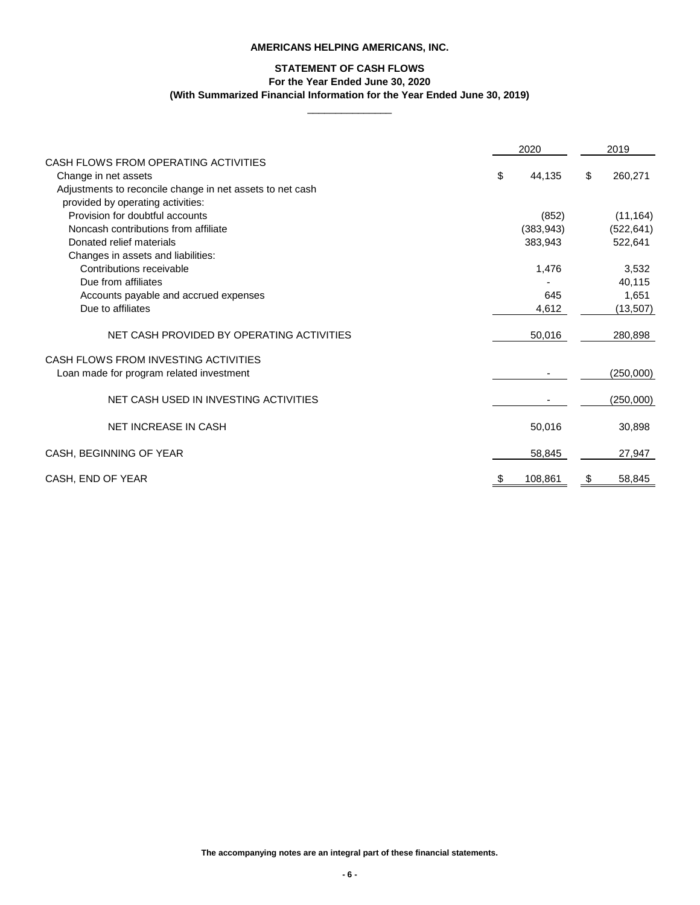**AMERICANS HELPING AMERICANS, INC.**

**STATEMENT OF CASH FLOWS**
**For the Year Ended June 30, 2020**
**(With Summarized Financial Information for the Year Ended June 30, 2019)**

| | 2020 | 2019 |
|---|---|---|
| CASH FLOWS FROM OPERATING ACTIVITIES | | |
| Change in net assets | $ 44,135 | $ 260,271 |
| Adjustments to reconcile change in net assets to net cash provided by operating activities: | | |
| Provision for doubtful accounts | (852) | (11,164) |
| Noncash contributions from affiliate | (383,943) | (522,641) |
| Donated relief materials | 383,943 | 522,641 |
| Changes in assets and liabilities: | | |
| Contributions receivable | 1,476 | 3,532 |
| Due from affiliates | - | 40,115 |
| Accounts payable and accrued expenses | 645 | 1,651 |
| Due to affiliates | 4,612 | (13,507) |
| NET CASH PROVIDED BY OPERATING ACTIVITIES | 50,016 | 280,898 |
| CASH FLOWS FROM INVESTING ACTIVITIES | | |
| Loan made for program related investment | - | (250,000) |
| NET CASH USED IN INVESTING ACTIVITIES | - | (250,000) |
| NET INCREASE IN CASH | 50,016 | 30,898 |
| CASH, BEGINNING OF YEAR | 58,845 | 27,947 |
| CASH, END OF YEAR | $ 108,861 | $ 58,845 |

**The accompanying notes are an integral part of these financial statements.**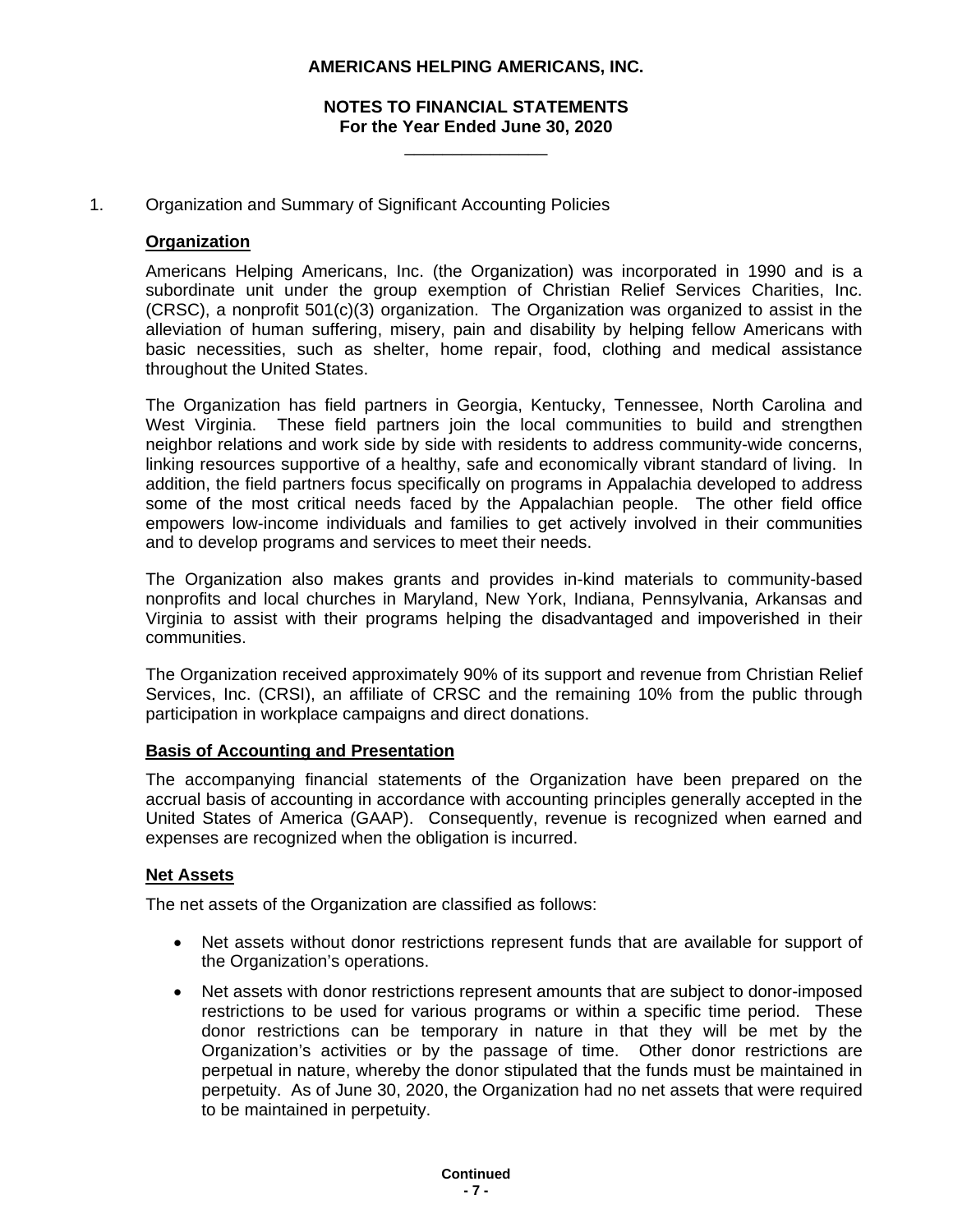# AMERICANS HELPING AMERICANS, INC.

## NOTES TO FINANCIAL STATEMENTS
**For the Year Ended June 30, 2020**

1. Organization and Summary of Significant Accounting Policies

### Organization

Americans Helping Americans, Inc. (the Organization) was incorporated in 1990 and is a subordinate unit under the group exemption of Christian Relief Services Charities, Inc. (CRSC), a nonprofit 501(c)(3) organization. The Organization was organized to assist in the alleviation of human suffering, misery, pain and disability by helping fellow Americans with basic necessities, such as shelter, home repair, food, clothing and medical assistance throughout the United States.

The Organization has field partners in Georgia, Kentucky, Tennessee, North Carolina and West Virginia. These field partners join the local communities to build and strengthen neighbor relations and work side by side with residents to address community-wide concerns, linking resources supportive of a healthy, safe and economically vibrant standard of living. In addition, the field partners focus specifically on programs in Appalachia developed to address some of the most critical needs faced by the Appalachian people. The other field office empowers low-income individuals and families to get actively involved in their communities and to develop programs and services to meet their needs.

The Organization also makes grants and provides in-kind materials to community-based nonprofits and local churches in Maryland, New York, Indiana, Pennsylvania, Arkansas and Virginia to assist with their programs helping the disadvantaged and impoverished in their communities.

The Organization received approximately 90% of its support and revenue from Christian Relief Services, Inc. (CRSI), an affiliate of CRSC and the remaining 10% from the public through participation in workplace campaigns and direct donations.

### Basis of Accounting and Presentation

The accompanying financial statements of the Organization have been prepared on the accrual basis of accounting in accordance with accounting principles generally accepted in the United States of America (GAAP). Consequently, revenue is recognized when earned and expenses are recognized when the obligation is incurred.

### Net Assets

The net assets of the Organization are classified as follows:

- Net assets without donor restrictions represent funds that are available for support of the Organization's operations.
- Net assets with donor restrictions represent amounts that are subject to donor-imposed restrictions to be used for various programs or within a specific time period. These donor restrictions can be temporary in nature in that they will be met by the Organization's activities or by the passage of time. Other donor restrictions are perpetual in nature, whereby the donor stipulated that the funds must be maintained in perpetuity. As of June 30, 2020, the Organization had no net assets that were required to be maintained in perpetuity.

Continued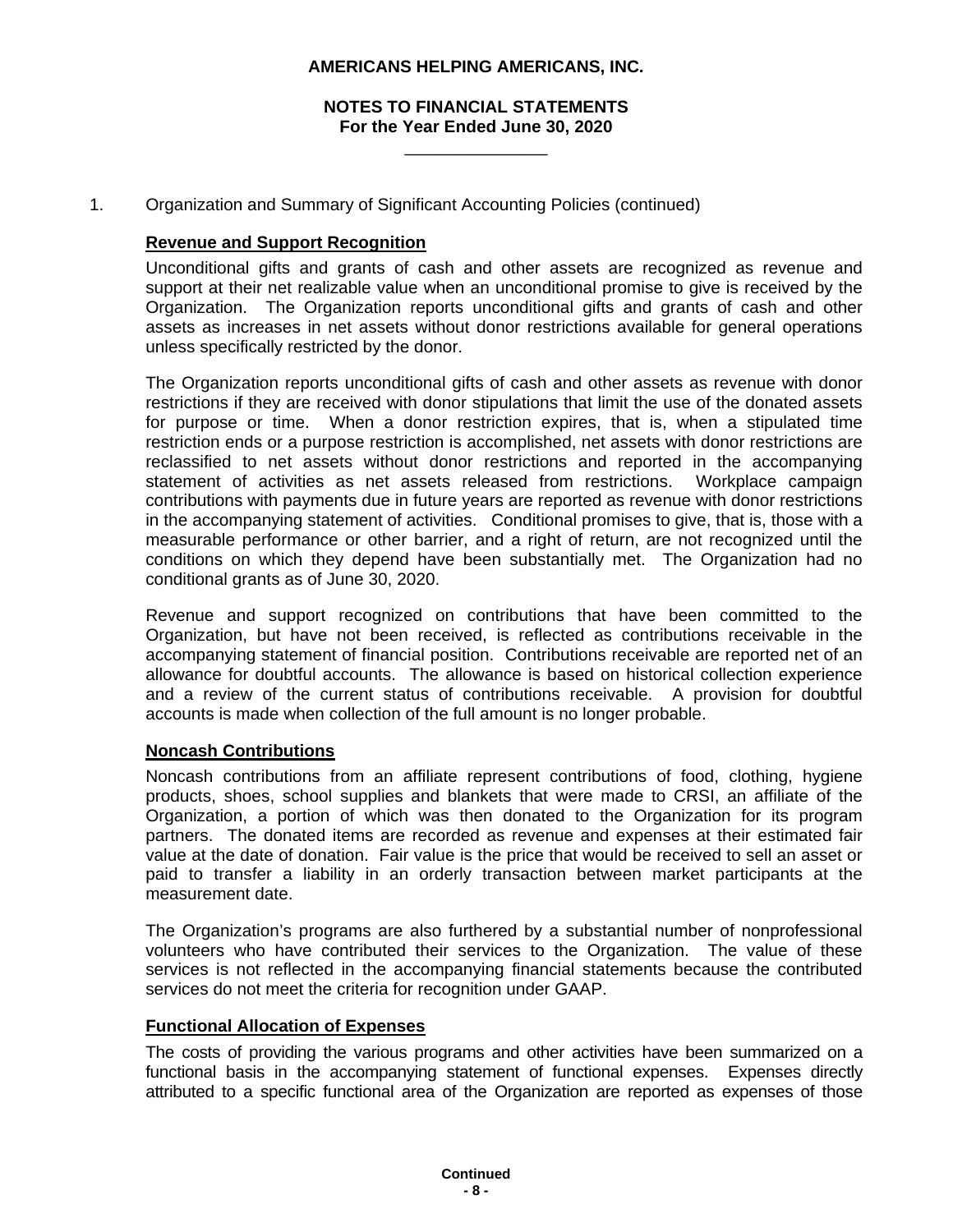1. Organization and Summary of Significant Accounting Policies (continued)

### Revenue and Support Recognition

Unconditional gifts and grants of cash and other assets are recognized as revenue and support at their net realizable value when an unconditional promise to give is received by the Organization. The Organization reports unconditional gifts and grants of cash and other assets as increases in net assets without donor restrictions available for general operations unless specifically restricted by the donor.

The Organization reports unconditional gifts of cash and other assets as revenue with donor restrictions if they are received with donor stipulations that limit the use of the donated assets for purpose or time. When a donor restriction expires, that is, when a stipulated time restriction ends or a purpose restriction is accomplished, net assets with donor restrictions are reclassified to net assets without donor restrictions and reported in the accompanying statement of activities as net assets released from restrictions. Workplace campaign contributions with payments due in future years are reported as revenue with donor restrictions in the accompanying statement of activities. Conditional promises to give, that is, those with a measurable performance or other barrier, and a right of return, are not recognized until the conditions on which they depend have been substantially met. The Organization had no conditional grants as of June 30, 2020.

Revenue and support recognized on contributions that have been committed to the Organization, but have not been received, is reflected as contributions receivable in the accompanying statement of financial position. Contributions receivable are reported net of an allowance for doubtful accounts. The allowance is based on historical collection experience and a review of the current status of contributions receivable. A provision for doubtful accounts is made when collection of the full amount is no longer probable.

### Noncash Contributions

Noncash contributions from an affiliate represent contributions of food, clothing, hygiene products, shoes, school supplies and blankets that were made to CRSI, an affiliate of the Organization, a portion of which was then donated to the Organization for its program partners. The donated items are recorded as revenue and expenses at their estimated fair value at the date of donation. Fair value is the price that would be received to sell an asset or paid to transfer a liability in an orderly transaction between market participants at the measurement date.

The Organization's programs are also furthered by a substantial number of nonprofessional volunteers who have contributed their services to the Organization. The value of these services is not reflected in the accompanying financial statements because the contributed services do not meet the criteria for recognition under GAAP.

### Functional Allocation of Expenses

The costs of providing the various programs and other activities have been summarized on a functional basis in the accompanying statement of functional expenses. Expenses directly attributed to a specific functional area of the Organization are reported as expenses of those

**Continued**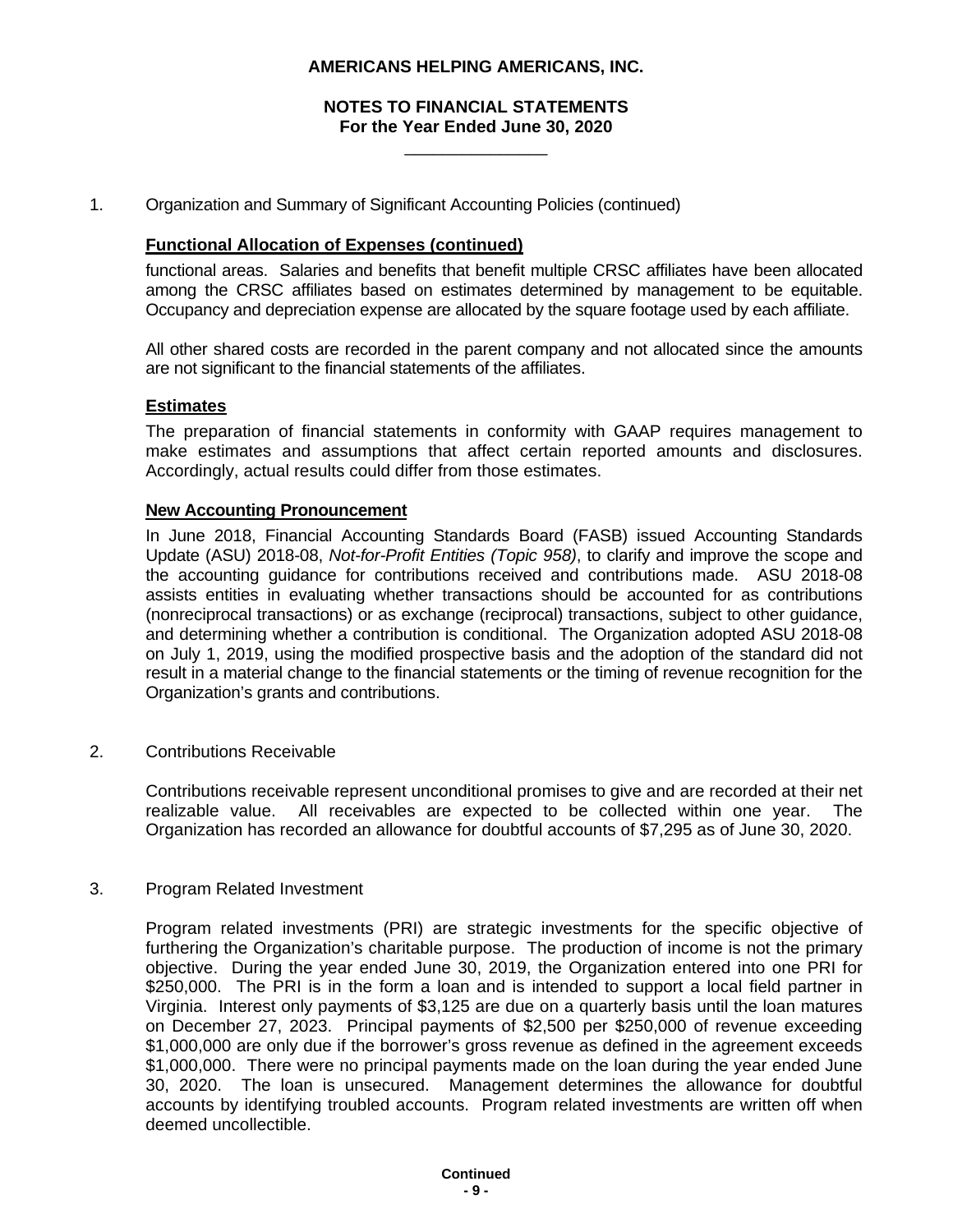# AMERICANS HELPING AMERICANS, INC.

## NOTES TO FINANCIAL STATEMENTS
**For the Year Ended June 30, 2020**

1. Organization and Summary of Significant Accounting Policies (continued)

### Functional Allocation of Expenses (continued)

functional areas. Salaries and benefits that benefit multiple CRSC affiliates have been allocated among the CRSC affiliates based on estimates determined by management to be equitable. Occupancy and depreciation expense are allocated by the square footage used by each affiliate.

All other shared costs are recorded in the parent company and not allocated since the amounts are not significant to the financial statements of the affiliates.

### Estimates

The preparation of financial statements in conformity with GAAP requires management to make estimates and assumptions that affect certain reported amounts and disclosures. Accordingly, actual results could differ from those estimates.

### New Accounting Pronouncement

In June 2018, Financial Accounting Standards Board (FASB) issued Accounting Standards Update (ASU) 2018-08, *Not-for-Profit Entities (Topic 958)*, to clarify and improve the scope and the accounting guidance for contributions received and contributions made. ASU 2018-08 assists entities in evaluating whether transactions should be accounted for as contributions (nonreciprocal transactions) or as exchange (reciprocal) transactions, subject to other guidance, and determining whether a contribution is conditional. The Organization adopted ASU 2018-08 on July 1, 2019, using the modified prospective basis and the adoption of the standard did not result in a material change to the financial statements or the timing of revenue recognition for the Organization's grants and contributions.

2. Contributions Receivable

Contributions receivable represent unconditional promises to give and are recorded at their net realizable value. All receivables are expected to be collected within one year. The Organization has recorded an allowance for doubtful accounts of $7,295 as of June 30, 2020.

3. Program Related Investment

Program related investments (PRI) are strategic investments for the specific objective of furthering the Organization's charitable purpose. The production of income is not the primary objective. During the year ended June 30, 2019, the Organization entered into one PRI for $250,000. The PRI is in the form a loan and is intended to support a local field partner in Virginia. Interest only payments of $3,125 are due on a quarterly basis until the loan matures on December 27, 2023. Principal payments of $2,500 per $250,000 of revenue exceeding $1,000,000 are only due if the borrower's gross revenue as defined in the agreement exceeds $1,000,000. There were no principal payments made on the loan during the year ended June 30, 2020. The loan is unsecured. Management determines the allowance for doubtful accounts by identifying troubled accounts. Program related investments are written off when deemed uncollectible.

**Continued**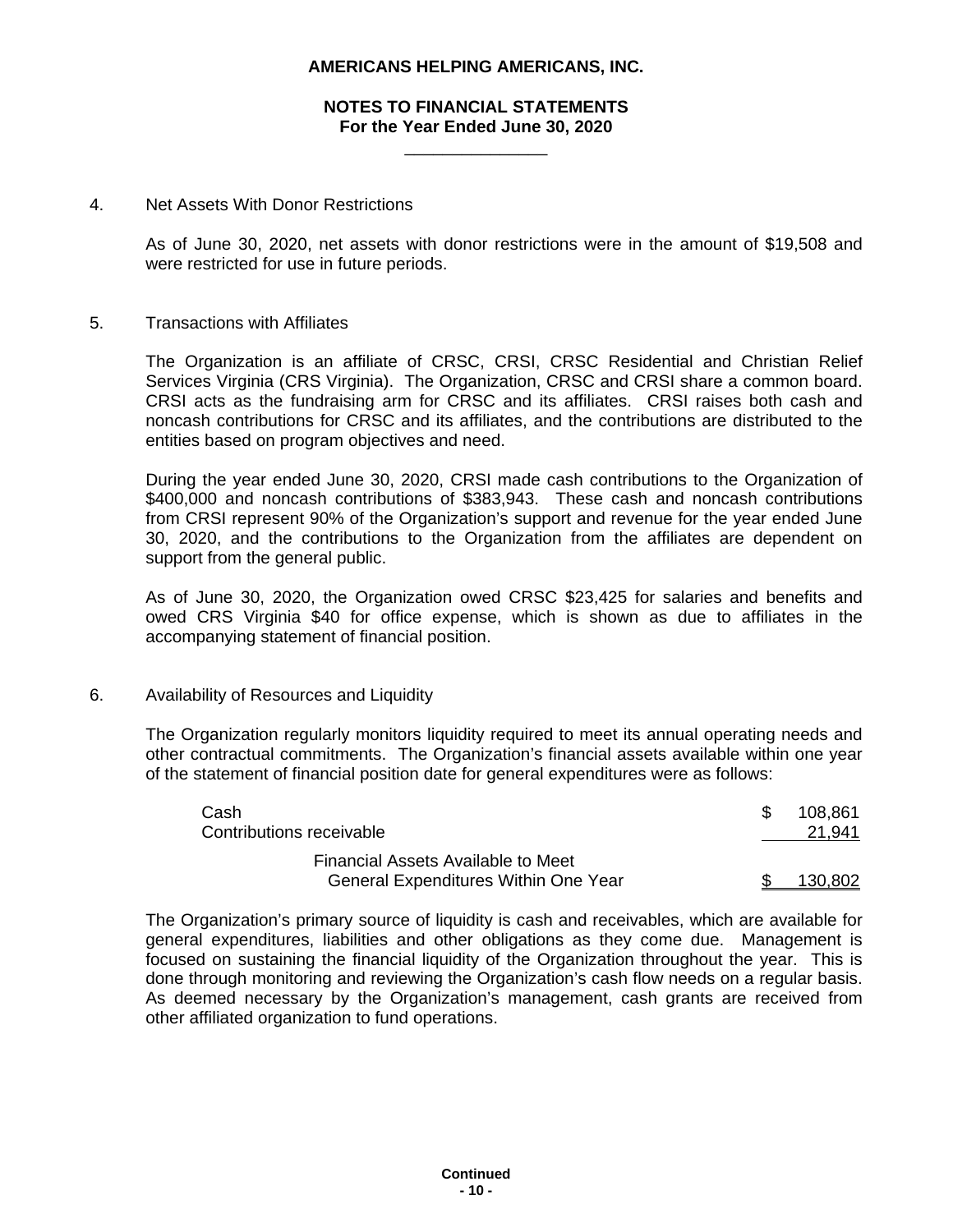# AMERICANS HELPING AMERICANS, INC.

## NOTES TO FINANCIAL STATEMENTS
### For the Year Ended June 30, 2020

4. Net Assets With Donor Restrictions

   As of June 30, 2020, net assets with donor restrictions were in the amount of $19,508 and were restricted for use in future periods.

5. Transactions with Affiliates

   The Organization is an affiliate of CRSC, CRSI, CRSC Residential and Christian Relief Services Virginia (CRS Virginia). The Organization, CRSC and CRSI share a common board. CRSI acts as the fundraising arm for CRSC and its affiliates. CRSI raises both cash and noncash contributions for CRSC and its affiliates, and the contributions are distributed to the entities based on program objectives and need.

   During the year ended June 30, 2020, CRSI made cash contributions to the Organization of $400,000 and noncash contributions of $383,943. These cash and noncash contributions from CRSI represent 90% of the Organization's support and revenue for the year ended June 30, 2020, and the contributions to the Organization from the affiliates are dependent on support from the general public.

   As of June 30, 2020, the Organization owed CRSC $23,425 for salaries and benefits and owed CRS Virginia $40 for office expense, which is shown as due to affiliates in the accompanying statement of financial position.

6. Availability of Resources and Liquidity

   The Organization regularly monitors liquidity required to meet its annual operating needs and other contractual commitments. The Organization's financial assets available within one year of the statement of financial position date for general expenditures were as follows:

| | |
|---|---|
| Cash | $ 108,861 |
| Contributions receivable | 21,941 |
| Financial Assets Available to Meet General Expenditures Within One Year | $ 130,802 |

   The Organization's primary source of liquidity is cash and receivables, which are available for general expenditures, liabilities and other obligations as they come due. Management is focused on sustaining the financial liquidity of the Organization throughout the year. This is done through monitoring and reviewing the Organization's cash flow needs on a regular basis. As deemed necessary by the Organization's management, cash grants are received from other affiliated organization to fund operations.

Continued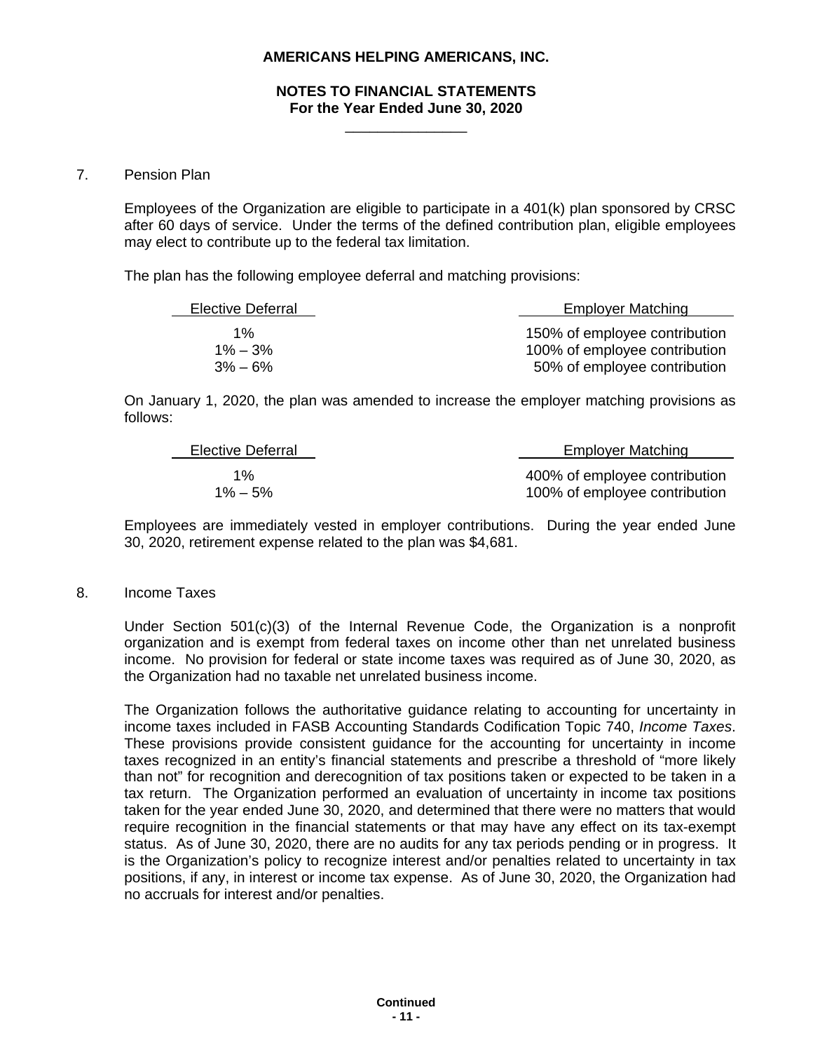**AMERICANS HELPING AMERICANS, INC.**

**NOTES TO FINANCIAL STATEMENTS**
**For the Year Ended June 30, 2020**

7. Pension Plan

Employees of the Organization are eligible to participate in a 401(k) plan sponsored by CRSC after 60 days of service. Under the terms of the defined contribution plan, eligible employees may elect to contribute up to the federal tax limitation.

The plan has the following employee deferral and matching provisions:

| Elective Deferral | Employer Matching |
|---|---|
| 1% | 150% of employee contribution |
| 1% – 3% | 100% of employee contribution |
| 3% – 6% | 50% of employee contribution |

On January 1, 2020, the plan was amended to increase the employer matching provisions as follows:

| Elective Deferral | Employer Matching |
|---|---|
| 1% | 400% of employee contribution |
| 1% – 5% | 100% of employee contribution |

Employees are immediately vested in employer contributions. During the year ended June 30, 2020, retirement expense related to the plan was $4,681.

8. Income Taxes

Under Section 501(c)(3) of the Internal Revenue Code, the Organization is a nonprofit organization and is exempt from federal taxes on income other than net unrelated business income. No provision for federal or state income taxes was required as of June 30, 2020, as the Organization had no taxable net unrelated business income.

The Organization follows the authoritative guidance relating to accounting for uncertainty in income taxes included in FASB Accounting Standards Codification Topic 740, *Income Taxes*. These provisions provide consistent guidance for the accounting for uncertainty in income taxes recognized in an entity's financial statements and prescribe a threshold of "more likely than not" for recognition and derecognition of tax positions taken or expected to be taken in a tax return. The Organization performed an evaluation of uncertainty in income tax positions taken for the year ended June 30, 2020, and determined that there were no matters that would require recognition in the financial statements or that may have any effect on its tax-exempt status. As of June 30, 2020, there are no audits for any tax periods pending or in progress. It is the Organization's policy to recognize interest and/or penalties related to uncertainty in tax positions, if any, in interest or income tax expense. As of June 30, 2020, the Organization had no accruals for interest and/or penalties.

**Continued**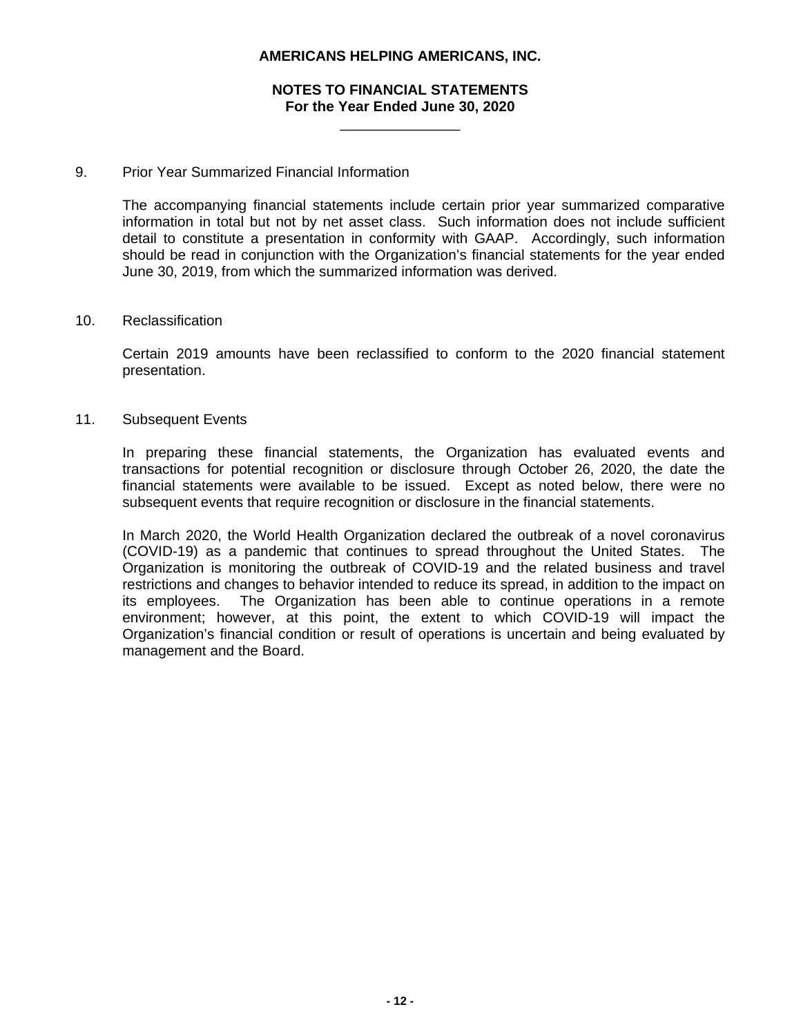**AMERICANS HELPING AMERICANS, INC.**

**NOTES TO FINANCIAL STATEMENTS**
**For the Year Ended June 30, 2020**

## 9. Prior Year Summarized Financial Information

The accompanying financial statements include certain prior year summarized comparative information in total but not by net asset class. Such information does not include sufficient detail to constitute a presentation in conformity with GAAP. Accordingly, such information should be read in conjunction with the Organization's financial statements for the year ended June 30, 2019, from which the summarized information was derived.

## 10. Reclassification

Certain 2019 amounts have been reclassified to conform to the 2020 financial statement presentation.

## 11. Subsequent Events

In preparing these financial statements, the Organization has evaluated events and transactions for potential recognition or disclosure through October 26, 2020, the date the financial statements were available to be issued. Except as noted below, there were no subsequent events that require recognition or disclosure in the financial statements.

In March 2020, the World Health Organization declared the outbreak of a novel coronavirus (COVID-19) as a pandemic that continues to spread throughout the United States. The Organization is monitoring the outbreak of COVID-19 and the related business and travel restrictions and changes to behavior intended to reduce its spread, in addition to the impact on its employees. The Organization has been able to continue operations in a remote environment; however, at this point, the extent to which COVID-19 will impact the Organization's financial condition or result of operations is uncertain and being evaluated by management and the Board.